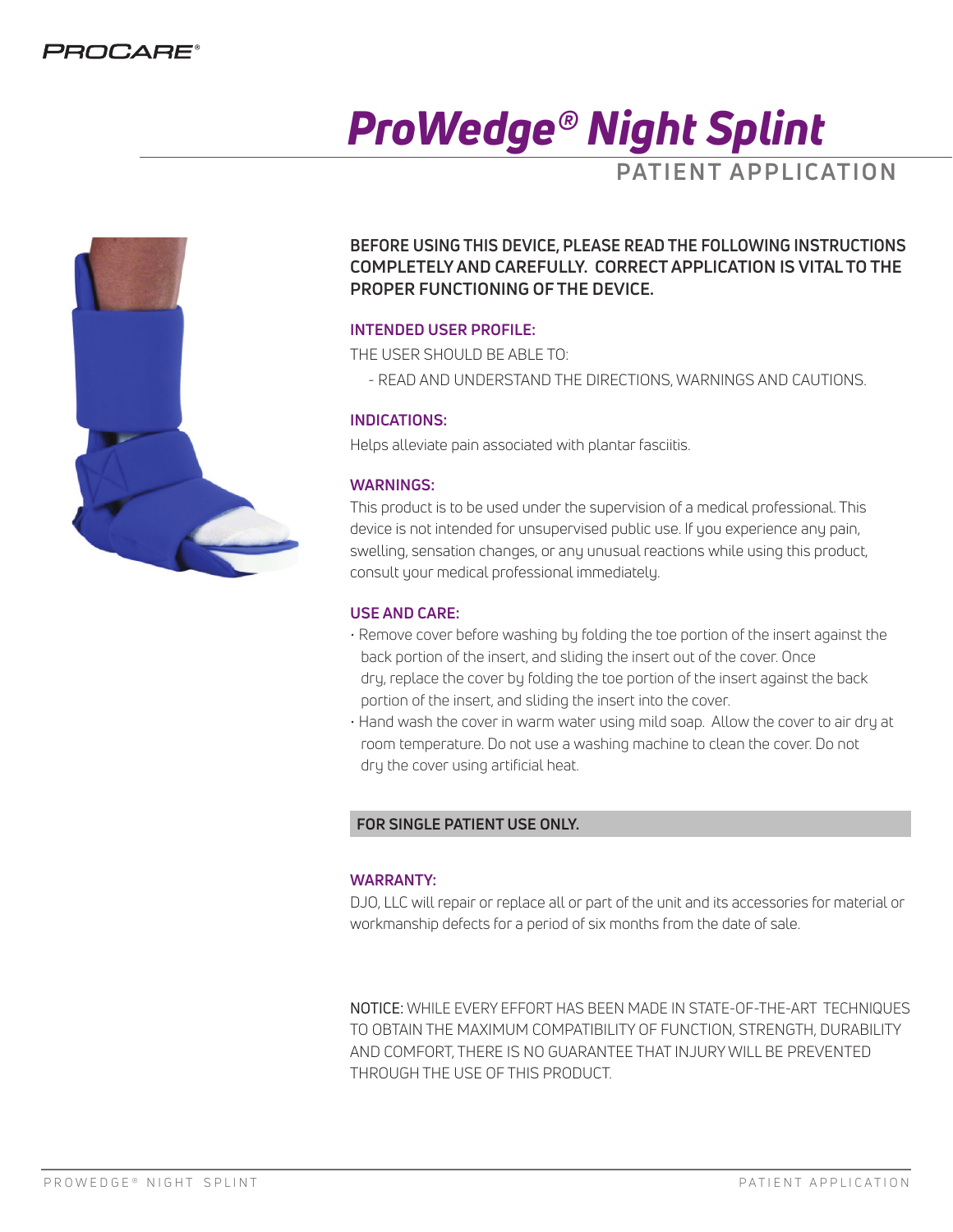PROCARE®

# ProWedge® Night Splint

## PATIENT APPLICATION

**BEFORE USING THIS DEVICE, PLEASE READ THE FOLLOWING INSTRUCTIONS COMPLETELY AND CAREFULLY. CORRECT APPLICATION IS VITAL TO THE PROPER FUNCTIONING OF THE DEVICE.**

### INTENDED USER PROFILE:

THE USER SHOULD BE ABLE TO:

- READ AND UNDERSTAND THE DIRECTIONS, WARNINGS AND CAUTIONS.

### INDICATIONS:

Helps alleviate pain associated with plantar fasciitis.

### WARNINGS:

This product is to be used under the supervision of a medical professional. This device is not intended for unsupervised public use. If you experience any pain, swelling, sensation changes, or any unusual reactions while using this product, consult your medical professional immediately.

### USE AND CARE:

- Remove cover before washing by folding the toe portion of the insert against the back portion of the insert, and sliding the insert out of the cover. Once dry, replace the cover by folding the toe portion of the insert against the back portion of the insert, and sliding the insert into the cover.
- Hand wash the cover in warm water using mild soap. Allow the cover to air dry at room temperature. Do not use a washing machine to clean the cover. Do not dry the cover using artificial heat.

**FOR SINGLE PATIENT USE ONLY.**

### WARRANTY:

DJO, LLC will repair or replace all or part of the unit and its accessories for material or workmanship defects for a period of six months from the date of sale.

NOTICE: WHILE EVERY EFFORT HAS BEEN MADE IN STATE-OF-THE-ART TECHNIQUES TO OBTAIN THE MAXIMUM COMPATIBILITY OF FUNCTION, STRENGTH, DURABILITY AND COMFORT, THERE IS NO GUARANTEE THAT INJURY WILL BE PREVENTED THROUGH THE USE OF THIS PRODUCT.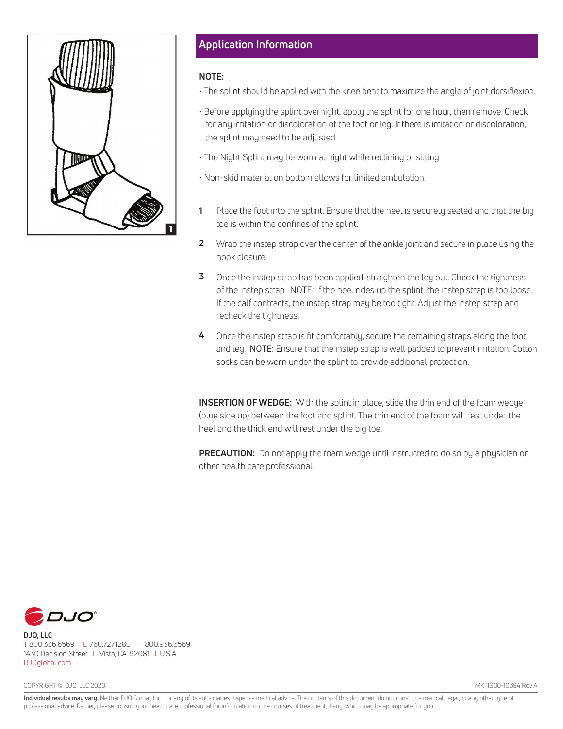## Application Information

**NOTE:**

- The splint should be applied with the knee bent to maximize the angle of joint dorsiflexion.
- Before applying the splint overnight, apply the splint for one hour, then remove. Check for any irritation or discoloration of the foot or leg. If there is irritation or discoloration, the splint may need to be adjusted.
- The Night Splint may be worn at night while reclining or sitting.
- Non-skid material on bottom allows for limited ambulation.

1. Place the foot into the splint. Ensure that the heel is securely seated and that the big toe is within the confines of the splint.
2. Wrap the instep strap over the center of the ankle joint and secure in place using the hook closure.
3. Once the instep strap has been applied, straighten the leg out. Check the tightness of the instep strap. NOTE: If the heel rides up the splint, the instep strap is too loose. If the calf contracts, the instep strap may be too tight. Adjust the instep strap and recheck the tightness.
4. Once the instep strap is fit comfortably, secure the remaining straps along the foot and leg. **NOTE:** Ensure that the instep strap is well padded to prevent irritation. Cotton socks can be worn under the splint to provide additional protection.

**INSERTION OF WEDGE:** With the splint in place, slide the thin end of the foam wedge (blue side up) between the foot and splint. The thin end of the foam will rest under the heel and the thick end will rest under the big toe.

**PRECAUTION:** Do not apply the foam wedge until instructed to do so by a physician or other health care professional.

**DJO, LLC**
T 800.336.6569 D 760.727.1280 F 800.936.6569
1430 Decision Street | Vista, CA 92081 | U.S.A.
DJOglobal.com

COPYRIGHT © DJO, LLC 2020

MKTIS00-10384 Rev A

**Individual results may vary.** Neither DJO Global, Inc. nor any of its subsidiaries dispense medical advice. The contents of this document do not constitute medical, legal, or any other type of professional advice. Rather, please consult your healthcare professional for information on the courses of treatment, if any, which may be appropriate for you.